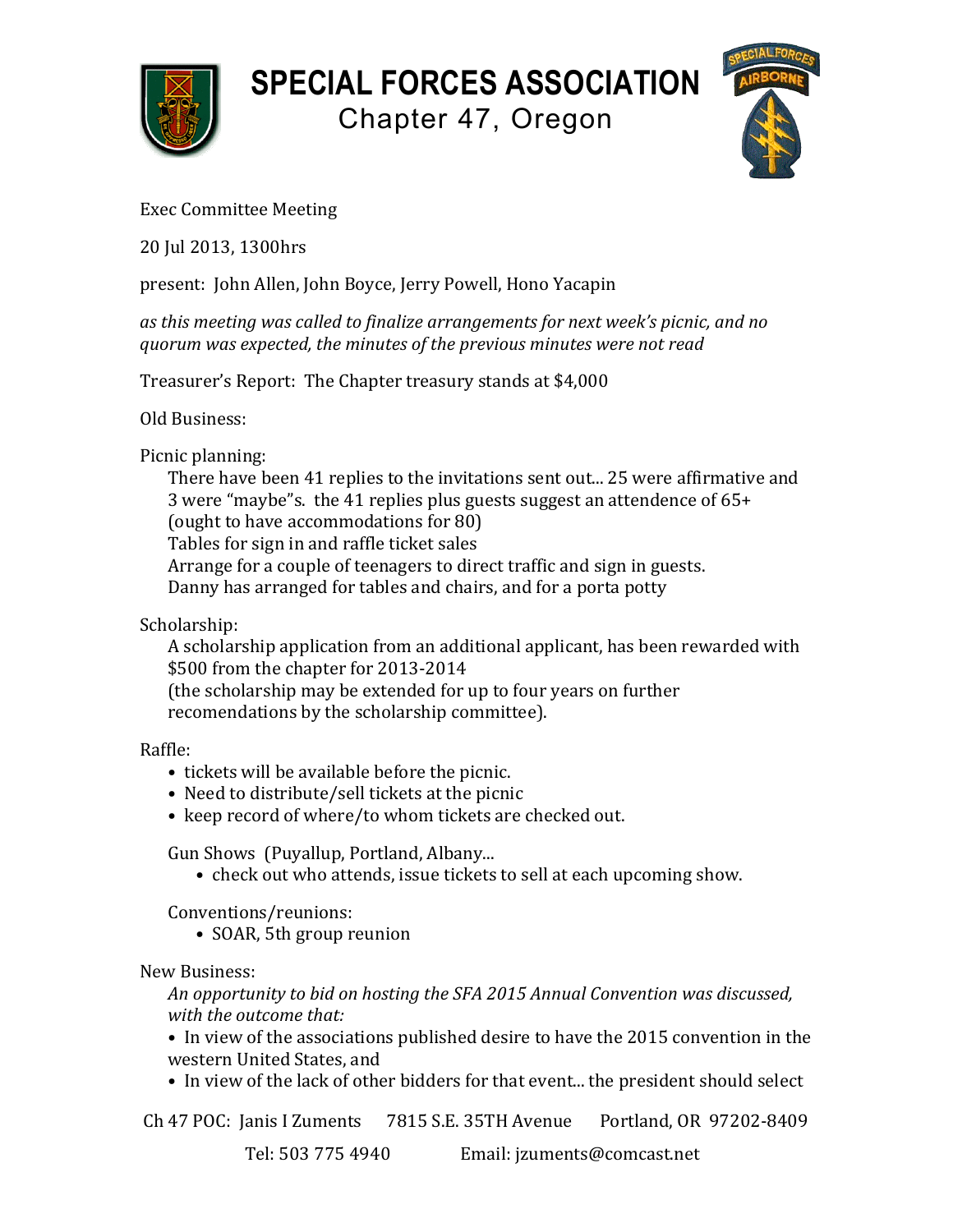# SPECIAL FORCES ASSOCIATION

## Chapter 47, Oregon

Exec Committee Meeting

20 Jul 2013, 1300hrs

present: John Allen, John Boyce, Jerry Powell, Hono Yacapin

*as this meeting was called to finalize arrangements for next week's picnic, and no quorum was expected, the minutes of the previous minutes were not read*

Treasurer's Report: The Chapter treasury stands at $4,000

Old Business:

Picnic planning:
There have been 41 replies to the invitations sent out... 25 were affirmative and 3 were "maybe"s. the 41 replies plus guests suggest an attendence of 65+ (ought to have accommodations for 80)
Tables for sign in and raffle ticket sales
Arrange for a couple of teenagers to direct traffic and sign in guests.
Danny has arranged for tables and chairs, and for a porta potty

Scholarship:
A scholarship application from an additional applicant, has been rewarded with $500 from the chapter for 2013-2014
(the scholarship may be extended for up to four years on further recomendations by the scholarship committee).

Raffle:

- tickets will be available before the picnic.
- Need to distribute/sell tickets at the picnic
- keep record of where/to whom tickets are checked out.

Gun Shows (Puyallup, Portland, Albany...
- check out who attends, issue tickets to sell at each upcoming show.

Conventions/reunions:
- SOAR, 5th group reunion

New Business:
*An opportunity to bid on hosting the SFA 2015 Annual Convention was discussed, with the outcome that:*
- In view of the associations published desire to have the 2015 convention in the western United States, and
- In view of the lack of other bidders for that event... the president should select

Ch 47 POC: Janis I Zuments 7815 S.E. 35TH Avenue Portland, OR 97202-8409

Tel: 503 775 4940 Email: jzuments@comcast.net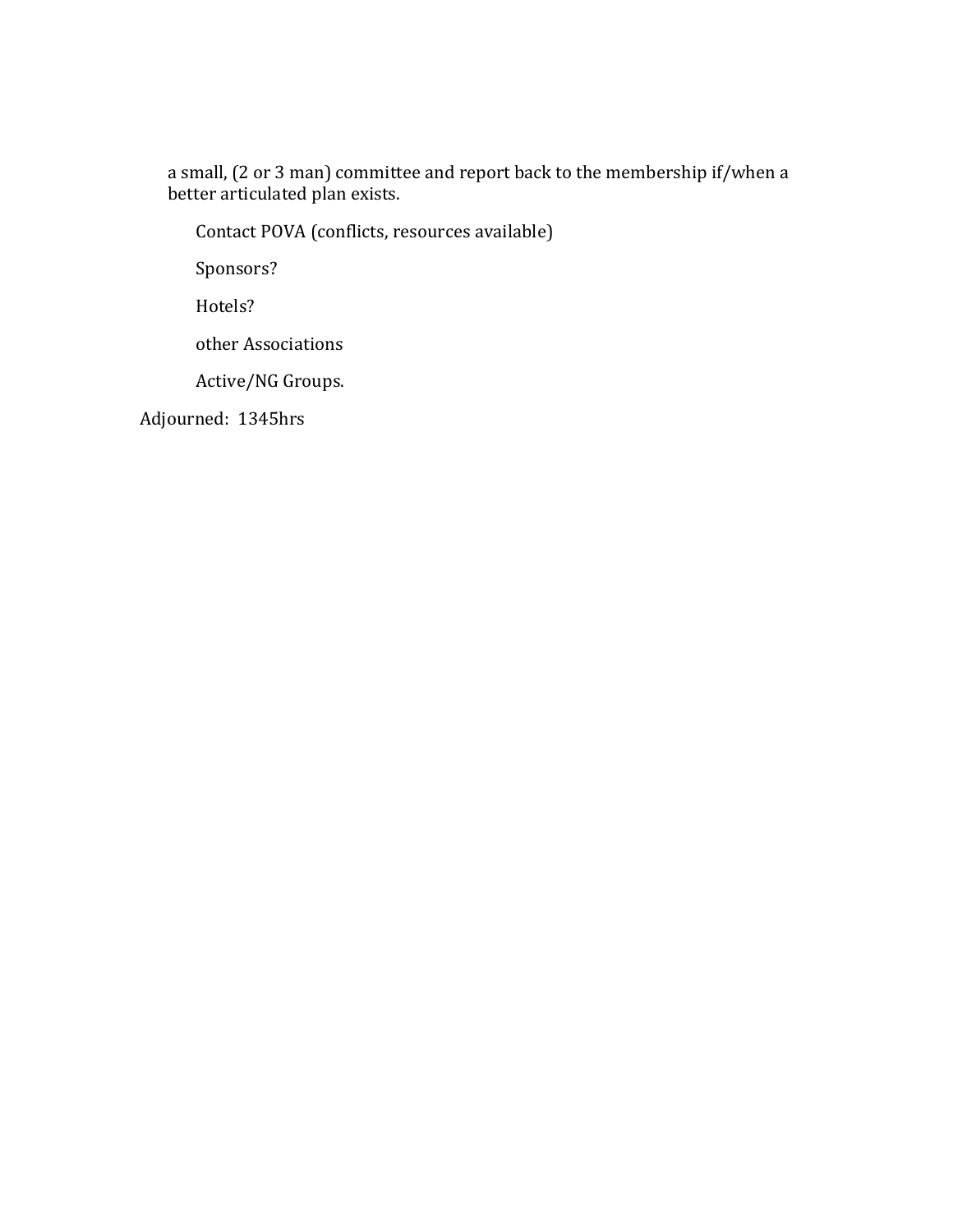a small, (2 or 3 man) committee and report back to the membership if/when a better articulated plan exists.

Contact POVA (conflicts, resources available)

Sponsors?

Hotels?

other Associations

Active/NG Groups.

Adjourned: 1345hrs